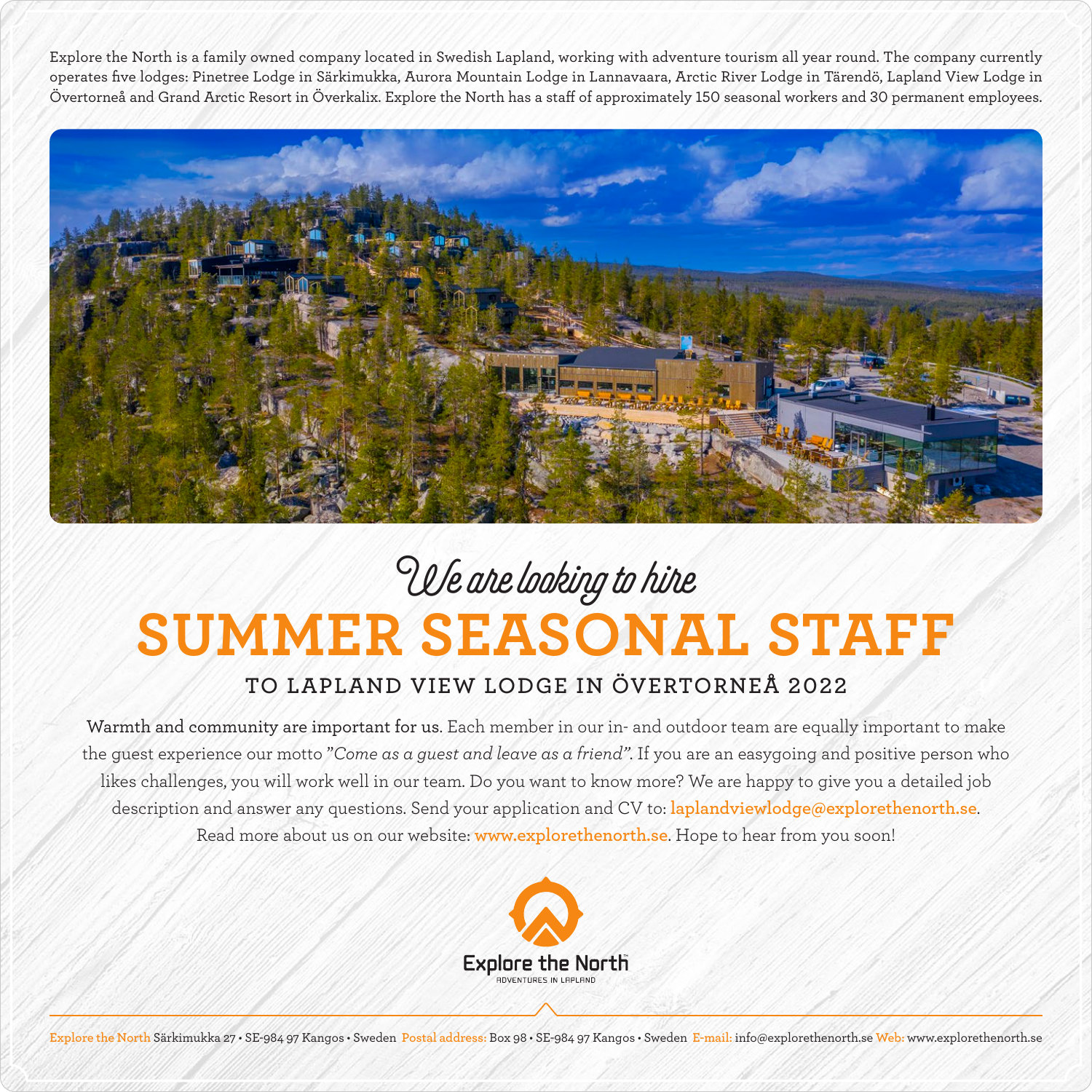Explore the North is a family owned company located in Swedish Lapland, working with adventure tourism all year round. The company currently operates five lodges: Pinetree Lodge in Särkimukka, Aurora Mountain Lodge in Lannavaara, Arctic River Lodge in Tärendö, Lapland View Lodge in Övertorneå and Grand Arctic Resort in Överkalix. Explore the North has a staff of approximately 150 seasonal workers and 30 permanent employees.

*We are looking to hire*

# SUMMER SEASONAL STAFF

## TO LAPLAND VIEW LODGE IN ÖVERTORNEÅ 2022

**Warmth and community are important for us.** Each member in our in- and outdoor team are equally important to make the guest experience our motto *"Come as a guest and leave as a friend"*. If you are an easygoing and positive person who likes challenges, you will work well in our team. Do you want to know more? We are happy to give you a detailed job description and answer any questions. Send your application and CV to: **laplandviewlodge@explorethenorth.se**.
Read more about us on our website: **www.explorethenorth.se**. Hope to hear from you soon!

Explore the North™
ADVENTURES IN LAPLAND

Explore the North Särkimukka 27 • SE-984 97 Kangos • Sweden Postal address: Box 98 • SE-984 97 Kangos • Sweden E-mail: info@explorethenorth.se Web: www.explorethenorth.se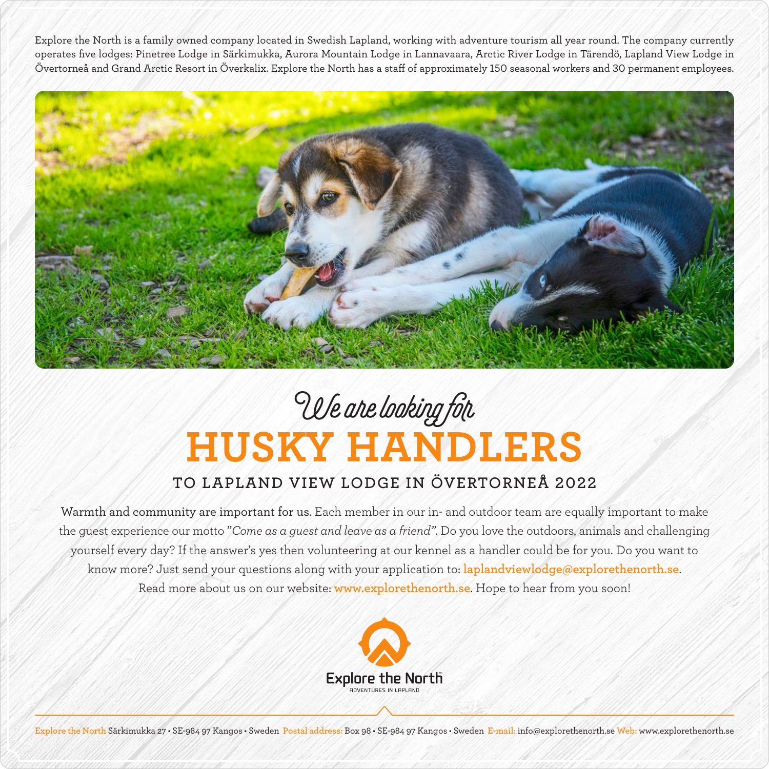Explore the North is a family owned company located in Swedish Lapland, working with adventure tourism all year round. The company currently operates five lodges: Pinetree Lodge in Särkimukka, Aurora Mountain Lodge in Lannavaara, Arctic River Lodge in Tärendö, Lapland View Lodge in Övertorneå and Grand Arctic Resort in Överkalix. Explore the North has a staff of approximately 150 seasonal workers and 30 permanent employees.

*We are looking for*

# HUSKY HANDLERS

## TO LAPLAND VIEW LODGE IN ÖVERTORNEÅ 2022

**Warmth and community are important for us.** Each member in our in- and outdoor team are equally important to make the guest experience our motto *"Come as a guest and leave as a friend"*. Do you love the outdoors, animals and challenging yourself every day? If the answer's yes then volunteering at our kennel as a handler could be for you. Do you want to know more? Just send your questions along with your application to: **laplandviewlodge@explorethenorth.se**. Read more about us on our website: **www.explorethenorth.se**. Hope to hear from you soon!

Explore the North
ADVENTURES IN LAPLAND

Explore the North Särkimukka 27 • SE-984 97 Kangos • Sweden Postal address: Box 98 • SE-984 97 Kangos • Sweden E-mail: info@explorethenorth.se Web: www.explorethenorth.se